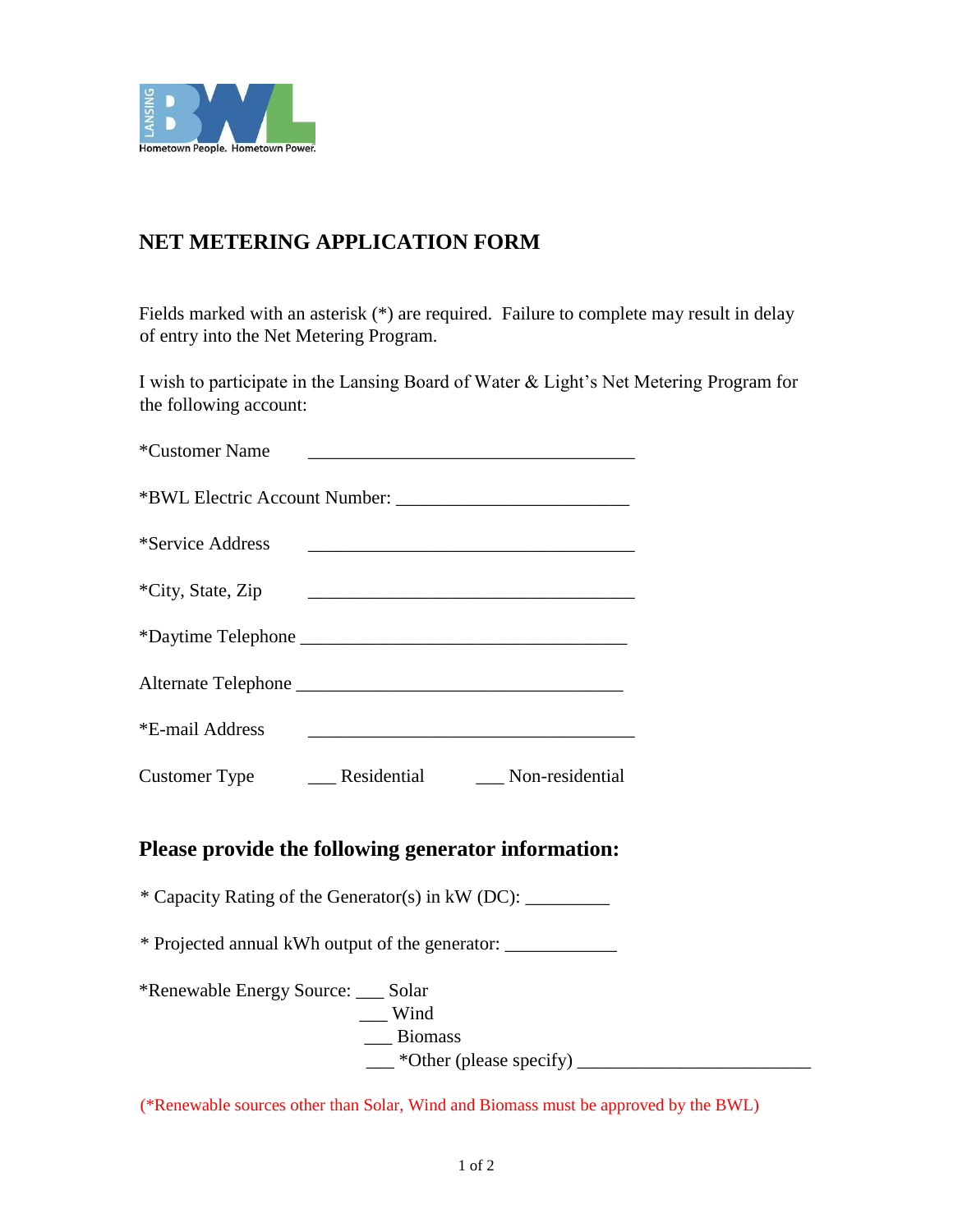# NET METERING APPLICATION FORM

Fields marked with an asterisk (*) are required. Failure to complete may result in delay of entry into the Net Metering Program.

I wish to participate in the Lansing Board of Water & Light's Net Metering Program for the following account:

*Customer Name ___________________________________

*BWL Electric Account Number: _________________________

*Service Address ___________________________________

*City, State, Zip ___________________________________

*Daytime Telephone ___________________________________

Alternate Telephone ___________________________________

*E-mail Address ___________________________________

Customer Type ___ Residential ___ Non-residential

## Please provide the following generator information:

* Capacity Rating of the Generator(s) in kW (DC): _________

* Projected annual kWh output of the generator: ____________

*Renewable Energy Source: ___ Solar
___ Wind
___ Biomass
___ *Other (please specify) _________________________

(*Renewable sources other than Solar, Wind and Biomass must be approved by the BWL)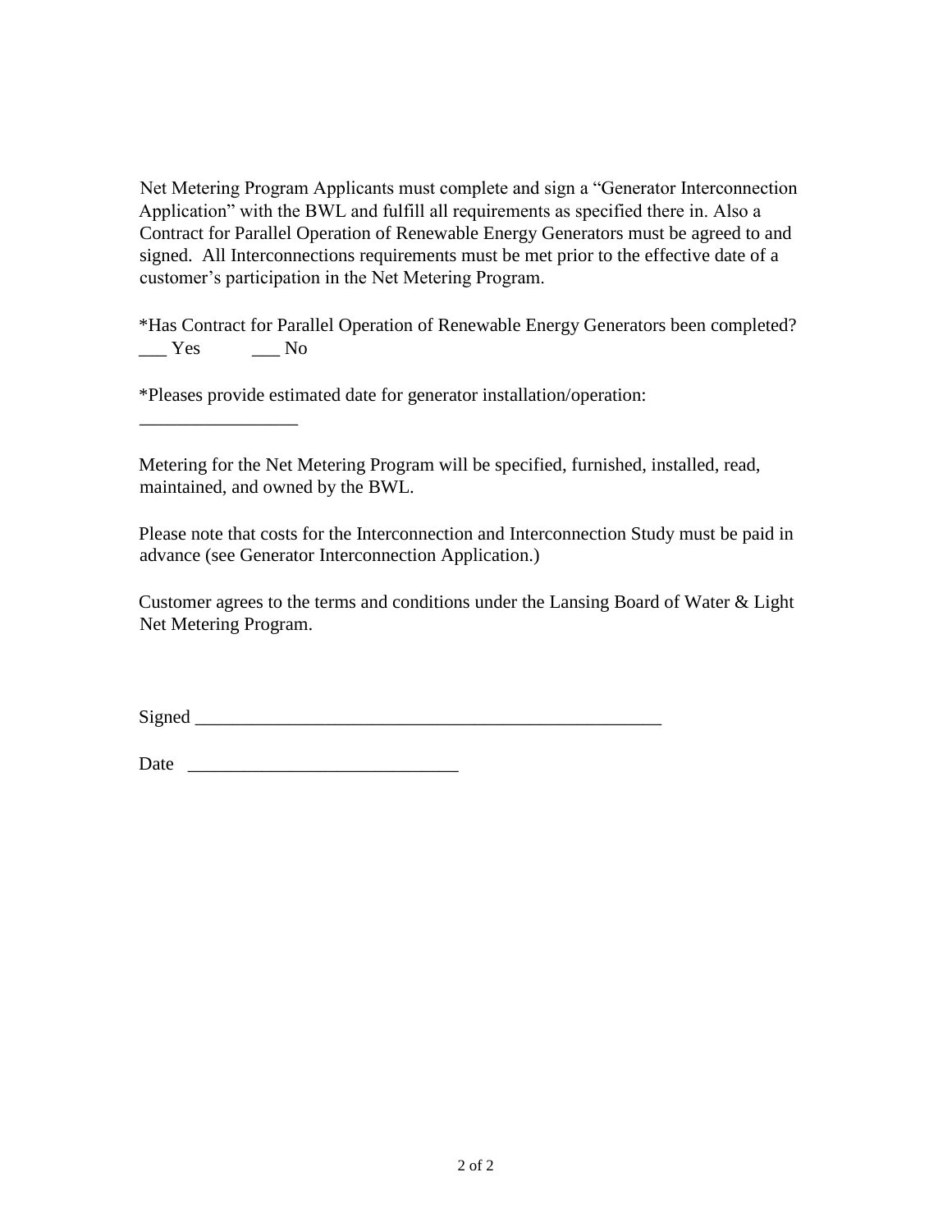Net Metering Program Applicants must complete and sign a "Generator Interconnection Application" with the BWL and fulfill all requirements as specified there in. Also a Contract for Parallel Operation of Renewable Energy Generators must be agreed to and signed. All Interconnections requirements must be met prior to the effective date of a customer's participation in the Net Metering Program.

*Has Contract for Parallel Operation of Renewable Energy Generators been completed?
___ Yes ___ No

*Pleases provide estimated date for generator installation/operation:
_________________

Metering for the Net Metering Program will be specified, furnished, installed, read, maintained, and owned by the BWL.

Please note that costs for the Interconnection and Interconnection Study must be paid in advance (see Generator Interconnection Application.)

Customer agrees to the terms and conditions under the Lansing Board of Water & Light Net Metering Program.

Signed ____________________________________________________

Date _____________________________